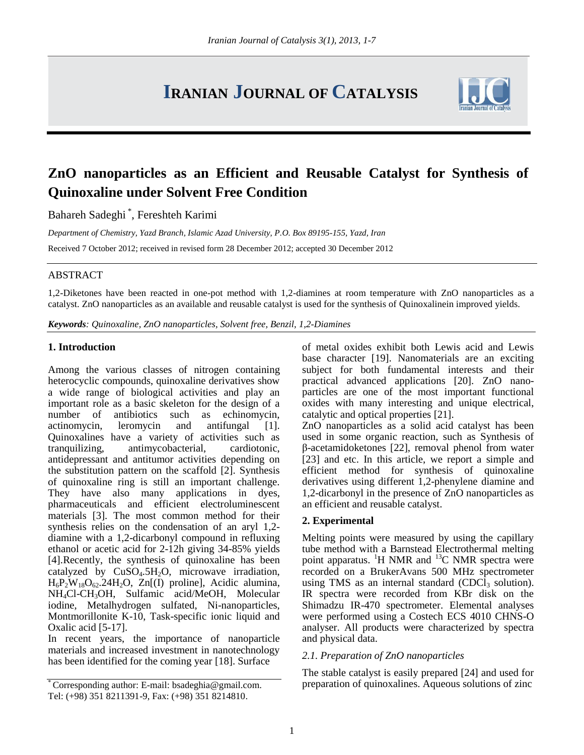# IRANIAN JOURNAL OF CATALYSIS

# ZnO nanoparticles as an Efficient and Reusable Catalyst for Synthesis of Quinoxaline under Solvent Free Condition

Bahareh Sadeghi [*], Fereshteh Karimi

*Department of Chemistry, Yazd Branch, Islamic Azad University, P.O. Box 89195-155, Yazd, Iran*

Received 7 October 2012; received in revised form 28 December 2012; accepted 30 December 2012

## ABSTRACT

1,2-Diketones have been reacted in one-pot method with 1,2-diamines at room temperature with ZnO nanoparticles as a catalyst. ZnO nanoparticles as an available and reusable catalyst is used for the synthesis of Quinoxalinein improved yields.

***Keywords**: Quinoxaline, ZnO nanoparticles, Solvent free, Benzil, 1,2-Diamines*

## 1. Introduction

Among the various classes of nitrogen containing heterocyclic compounds, quinoxaline derivatives show a wide range of biological activities and play an important role as a basic skeleton for the design of a number of antibiotics such as echinomycin, actinomycin, leromycin and antifungal [1]. Quinoxalines have a variety of activities such as tranquilizing, antimycobacterial, cardiotonic, antidepressant and antitumor activities depending on the substitution pattern on the scaffold [2]. Synthesis of quinoxaline ring is still an important challenge. They have also many applications in dyes, pharmaceuticals and efficient electroluminescent materials [3]. The most common method for their synthesis relies on the condensation of an aryl 1,2-diamine with a 1,2-dicarbonyl compound in refluxing ethanol or acetic acid for 2-12h giving 34-85% yields [4].Recently, the synthesis of quinoxaline has been catalyzed by $CuSO_4.5H_2O$, microwave irradiation, $H_6P_2W_{18}O_{62}.24H_2O$, Zn[(I) proline], Acidic alumina, $NH_4Cl$-$CH_3OH$, Sulfamic acid/MeOH, Molecular iodine, Metalhydrogen sulfated, Ni-nanoparticles, Montmorillonite K-10, Task-specific ionic liquid and Oxalic acid [5-17].

In recent years, the importance of nanoparticle materials and increased investment in nanotechnology has been identified for the coming year [18]. Surface of metal oxides exhibit both Lewis acid and Lewis base character [19]. Nanomaterials are an exciting subject for both fundamental interests and their practical advanced applications [20]. ZnO nanoparticles are one of the most important functional oxides with many interesting and unique electrical, catalytic and optical properties [21].

ZnO nanoparticles as a solid acid catalyst has been used in some organic reaction, such as Synthesis of β-acetamidoketones [22], removal phenol from water [23] and etc. In this article, we report a simple and efficient method for synthesis of quinoxaline derivatives using different 1,2-phenylene diamine and 1,2-dicarbonyl in the presence of ZnO nanoparticles as an efficient and reusable catalyst.

## 2. Experimental

Melting points were measured by using the capillary tube method with a Barnstead Electrothermal melting point apparatus. $^1H$ NMR and $^{13}C$ NMR spectra were recorded on a BrukerAvans 500 MHz spectrometer using TMS as an internal standard ($CDCl_3$ solution). IR spectra were recorded from KBr disk on the Shimadzu IR-470 spectrometer. Elemental analyses were performed using a Costech ECS 4010 CHNS-O analyser. All products were characterized by spectra and physical data.

### *2.1. Preparation of ZnO nanoparticles*

The stable catalyst is easily prepared [24] and used for preparation of quinoxalines. Aqueous solutions of zinc

[*] Corresponding author: E-mail: bsadeghia@gmail.com. Tel: (+98) 351 8211391-9, Fax: (+98) 351 8214810.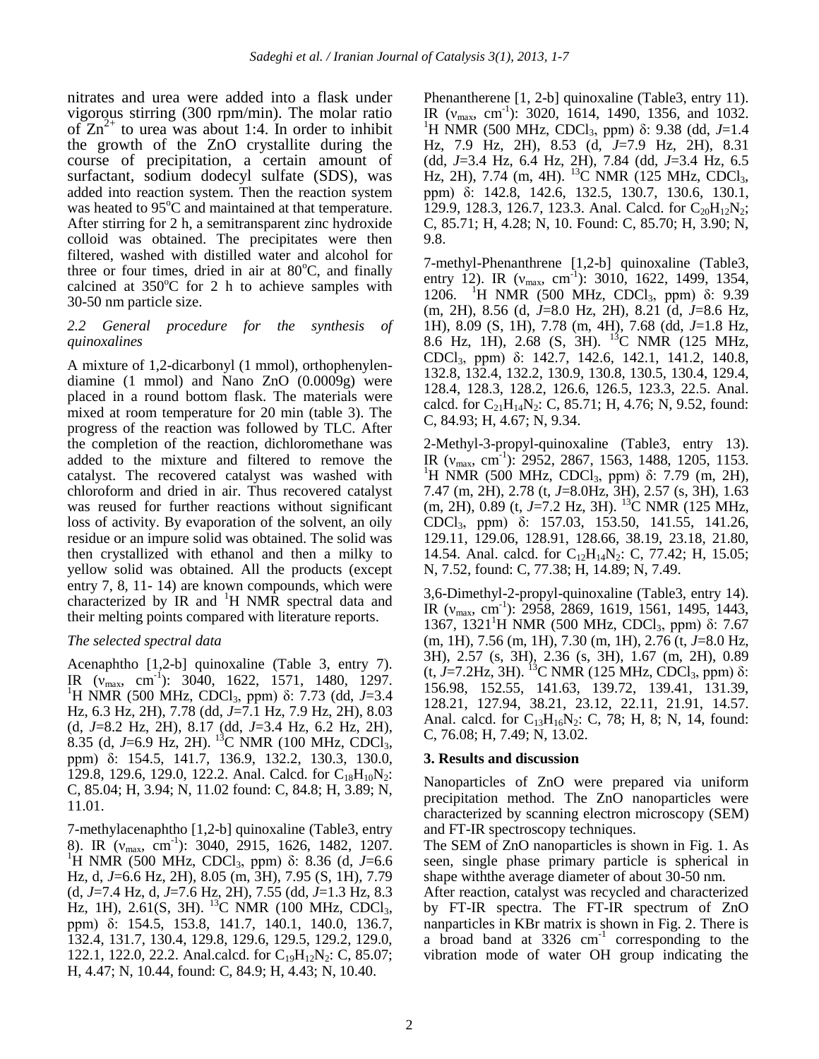nitrates and urea were added into a flask under vigorous stirring (300 rpm/min). The molar ratio of $Zn^{2+}$ to urea was about 1:4. In order to inhibit the growth of the ZnO crystallite during the course of precipitation, a certain amount of surfactant, sodium dodecyl sulfate (SDS), was added into reaction system. Then the reaction system was heated to 95°C and maintained at that temperature. After stirring for 2 h, a semitransparent zinc hydroxide colloid was obtained. The precipitates were then filtered, washed with distilled water and alcohol for three or four times, dried in air at 80°C, and finally calcined at 350°C for 2 h to achieve samples with 30-50 nm particle size.

### *2.2 General procedure for the synthesis of quinoxalines*

A mixture of 1,2-dicarbonyl (1 mmol), orthophenylen-diamine (1 mmol) and Nano ZnO (0.0009g) were placed in a round bottom flask. The materials were mixed at room temperature for 20 min (table 3). The progress of the reaction was followed by TLC. After the completion of the reaction, dichloromethane was added to the mixture and filtered to remove the catalyst. The recovered catalyst was washed with chloroform and dried in air. Thus recovered catalyst was reused for further reactions without significant loss of activity. By evaporation of the solvent, an oily residue or an impure solid was obtained. The solid was then crystallized with ethanol and then a milky to yellow solid was obtained. All the products (except entry 7, 8, 11- 14) are known compounds, which were characterized by IR and $^1$H NMR spectral data and their melting points compared with literature reports.

*The selected spectral data*

Acenaphtho [1,2-b] quinoxaline (Table 3, entry 7). IR ($\nu_{max}$, cm$^{-1}$): 3040, 1622, 1571, 1480, 1297. $^1$H NMR (500 MHz, $CDCl_3$, ppm) δ: 7.73 (dd, *J*=3.4 Hz, 6.3 Hz, 2H), 7.78 (dd, *J*=7.1 Hz, 7.9 Hz, 2H), 8.03 (d, *J*=8.2 Hz, 2H), 8.17 (dd, *J*=3.4 Hz, 6.2 Hz, 2H), 8.35 (d, *J*=6.9 Hz, 2H). $^{13}$C NMR (100 MHz, $CDCl_3$, ppm) δ: 154.5, 141.7, 136.9, 132.2, 130.3, 130.0, 129.8, 129.6, 129.0, 122.2. Anal. Calcd. for $C_{18}H_{10}N_2$: C, 85.04; H, 3.94; N, 11.02 found: C, 84.8; H, 3.89; N, 11.01.

7-methylacenaphtho [1,2-b] quinoxaline (Table3, entry 8). IR ($\nu_{max}$, cm$^{-1}$): 3040, 2915, 1626, 1482, 1207. $^1$H NMR (500 MHz, $CDCl_3$, ppm) δ: 8.36 (d, *J*=6.6 Hz, d, *J*=6.6 Hz, 2H), 8.05 (m, 3H), 7.95 (S, 1H), 7.79 (d, *J*=7.4 Hz, d, *J*=7.6 Hz, 2H), 7.55 (dd, *J*=1.3 Hz, 8.3 Hz, 1H), 2.61(S, 3H). $^{13}$C NMR (100 MHz, $CDCl_3$, ppm) δ: 154.5, 153.8, 141.7, 140.1, 140.0, 136.7, 132.4, 131.7, 130.4, 129.8, 129.6, 129.5, 129.2, 129.0, 122.1, 122.0, 22.2. Anal.calcd. for $C_{19}H_{12}N_2$: C, 85.07; H, 4.47; N, 10.44, found: C, 84.9; H, 4.43; N, 10.40.

Phenantherene [1, 2-b] quinoxaline (Table3, entry 11). IR ($\nu_{max}$, cm$^{-1}$): 3020, 1614, 1490, 1356, and 1032. $^1$H NMR (500 MHz, $CDCl_3$, ppm) δ: 9.38 (dd, *J*=1.4 Hz, 7.9 Hz, 2H), 8.53 (d, *J*=7.9 Hz, 2H), 8.31 (dd, *J*=3.4 Hz, 6.4 Hz, 2H), 7.84 (dd, *J*=3.4 Hz, 6.5 Hz, 2H), 7.74 (m, 4H). $^{13}$C NMR (125 MHz, $CDCl_3$, ppm) δ: 142.8, 142.6, 132.5, 130.7, 130.6, 130.1, 129.9, 128.3, 126.7, 123.3. Anal. Calcd. for $C_{20}H_{12}N_2$; C, 85.71; H, 4.28; N, 10. Found: C, 85.70; H, 3.90; N, 9.8.

7-methyl-Phenanthrene [1,2-b] quinoxaline (Table3, entry 12). IR ($\nu_{max}$, cm$^{-1}$): 3010, 1622, 1499, 1354, 1206. $^1$H NMR (500 MHz, $CDCl_3$, ppm) δ: 9.39 (m, 2H), 8.56 (d, *J*=8.0 Hz, 2H), 8.21 (d, *J*=8.6 Hz, 1H), 8.09 (S, 1H), 7.78 (m, 4H), 7.68 (dd, *J*=1.8 Hz, 8.6 Hz, 1H), 2.68 (S, 3H). $^{13}$C NMR (125 MHz, $CDCl_3$, ppm) δ: 142.7, 142.6, 142.1, 141.2, 140.8, 132.8, 132.4, 132.2, 130.9, 130.8, 130.5, 130.4, 129.4, 128.4, 128.3, 128.2, 126.6, 126.5, 123.3, 22.5. Anal. calcd. for $C_{21}H_{14}N_2$: C, 85.71; H, 4.76; N, 9.52, found: C, 84.93; H, 4.67; N, 9.34.

2-Methyl-3-propyl-quinoxaline (Table3, entry 13). IR ($\nu_{max}$, cm$^{-1}$): 2952, 2867, 1563, 1488, 1205, 1153. $^1$H NMR (500 MHz, $CDCl_3$, ppm) δ: 7.79 (m, 2H), 7.47 (m, 2H), 2.78 (t, *J*=8.0Hz, 3H), 2.57 (s, 3H), 1.63 (m, 2H), 0.89 (t, *J*=7.2 Hz, 3H). $^{13}$C NMR (125 MHz, $CDCl_3$, ppm) δ: 157.03, 153.50, 141.55, 141.26, 129.11, 129.06, 128.91, 128.66, 38.19, 23.18, 21.80, 14.54. Anal. calcd. for $C_{12}H_{14}N_2$: C, 77.42; H, 15.05; N, 7.52, found: C, 77.38; H, 14.89; N, 7.49.

3,6-Dimethyl-2-propyl-quinoxaline (Table3, entry 14). IR ($\nu_{max}$, cm$^{-1}$): 2958, 2869, 1619, 1561, 1495, 1443, 1367, 1321 $^1$H NMR (500 MHz, $CDCl_3$, ppm) δ: 7.67 (m, 1H), 7.56 (m, 1H), 7.30 (m, 1H), 2.76 (t, *J*=8.0 Hz, 3H), 2.57 (s, 3H), 2.36 (s, 3H), 1.67 (m, 2H), 0.89 (t, *J*=7.2Hz, 3H). $^{13}$C NMR (125 MHz, $CDCl_3$, ppm) δ: 156.98, 152.55, 141.63, 139.72, 139.41, 131.39, 128.21, 127.94, 38.21, 23.12, 22.11, 21.91, 14.57. Anal. calcd. for $C_{13}H_{16}N_2$: C, 78; H, 8; N, 14, found: C, 76.08; H, 7.49; N, 13.02.

## 3. Results and discussion

Nanoparticles of ZnO were prepared via uniform precipitation method. The ZnO nanoparticles were characterized by scanning electron microscopy (SEM) and FT-IR spectroscopy techniques.

The SEM of ZnO nanoparticles is shown in Fig. 1. As seen, single phase primary particle is spherical in shape withthe average diameter of about 30-50 nm.

After reaction, catalyst was recycled and characterized by FT-IR spectra. The FT-IR spectrum of ZnO nanparticles in KBr matrix is shown in Fig. 2. There is a broad band at 3326 cm$^{-1}$ corresponding to the vibration mode of water OH group indicating the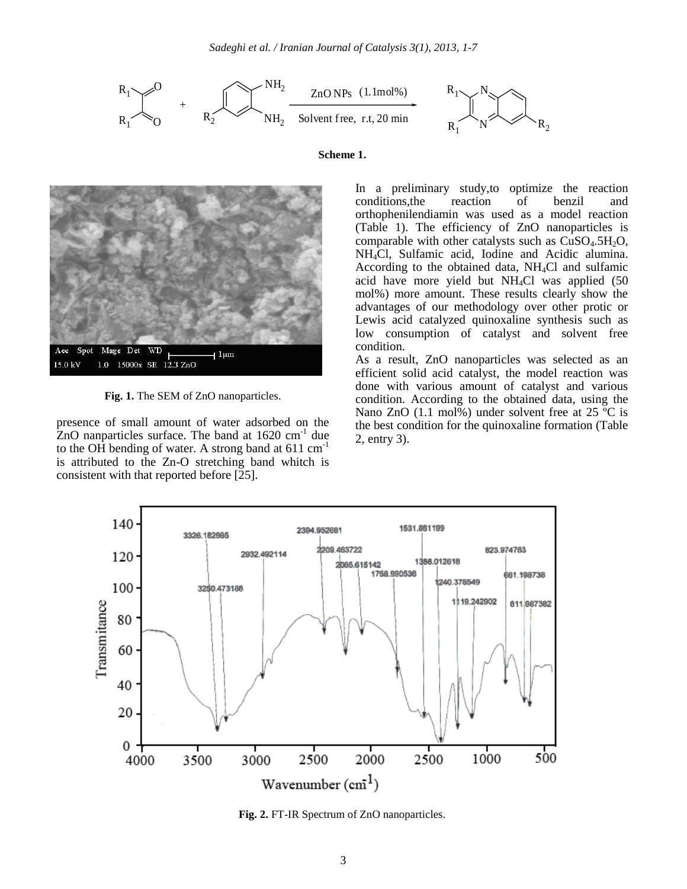**Scheme 1.**

**Fig. 1.** The SEM of ZnO nanoparticles.

presence of small amount of water adsorbed on the ZnO nanparticles surface. The band at 1620 $cm^{-1}$ due to the OH bending of water. A strong band at 611 $cm^{-1}$ is attributed to the Zn-O stretching band whitch is consistent with that reported before [25].

In a preliminary study,to optimize the reaction conditions,the reaction of benzil and orthophenilendiamin was used as a model reaction (Table 1). The efficiency of ZnO nanoparticles is comparable with other catalysts such as $CuSO_4.5H_2O$, $NH_4Cl$, Sulfamic acid, Iodine and Acidic alumina. According to the obtained data, $NH_4Cl$ and sulfamic acid have more yield but $NH_4Cl$ was applied (50 mol%) more amount. These results clearly show the advantages of our methodology over other protic or Lewis acid catalyzed quinoxaline synthesis such as low consumption of catalyst and solvent free condition.

As a result, ZnO nanoparticles was selected as an efficient solid acid catalyst, the model reaction was done with various amount of catalyst and various condition. According to the obtained data, using the Nano ZnO (1.1 mol%) under solvent free at 25 ºC is the best condition for the quinoxaline formation (Table 2, entry 3).

**Fig. 2.** FT-IR Spectrum of ZnO nanoparticles.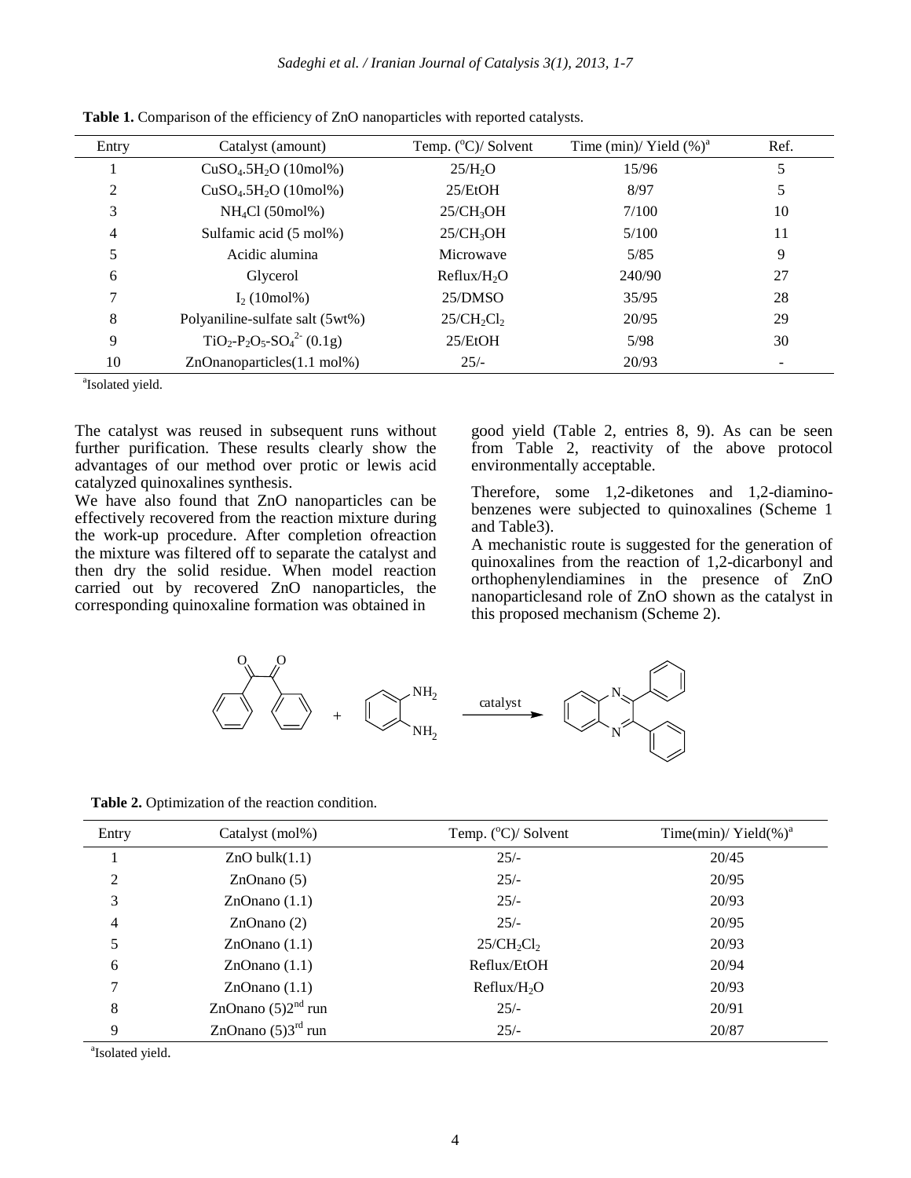**Table 1.** Comparison of the efficiency of ZnO nanoparticles with reported catalysts.

| Entry | Catalyst (amount) | Temp. (°C)/ Solvent | Time (min)/ Yield (%)[a] | Ref. |
|---|---|---|---|---|
| 1 | $CuSO_4.5H_2O$ (10mol%) | 25/$H_2O$ | 15/96 | 5 |
| 2 | $CuSO_4.5H_2O$ (10mol%) | 25/EtOH | 8/97 | 5 |
| 3 | $NH_4Cl$ (50mol%) | 25/$CH_3OH$ | 7/100 | 10 |
| 4 | Sulfamic acid (5 mol%) | 25/$CH_3OH$ | 5/100 | 11 |
| 5 | Acidic alumina | Microwave | 5/85 | 9 |
| 6 | Glycerol | Reflux/$H_2O$ | 240/90 | 27 |
| 7 | $I_2$ (10mol%) | 25/DMSO | 35/95 | 28 |
| 8 | Polyaniline-sulfate salt (5wt%) | 25/$CH_2Cl_2$ | 20/95 | 29 |
| 9 | $TiO_2$-$P_2O_5$-$SO_4^{2-}$ (0.1g) | 25/EtOH | 5/98 | 30 |
| 10 | ZnOnanoparticles(1.1 mol%) | 25/- | 20/93 | - |

[a]Isolated yield.

The catalyst was reused in subsequent runs without further purification. These results clearly show the advantages of our method over protic or lewis acid catalyzed quinoxalines synthesis.

We have also found that ZnO nanoparticles can be effectively recovered from the reaction mixture during the work-up procedure. After completion ofreaction the mixture was filtered off to separate the catalyst and then dry the solid residue. When model reaction carried out by recovered ZnO nanoparticles, the corresponding quinoxaline formation was obtained in good yield (Table 2, entries 8, 9). As can be seen from Table 2, reactivity of the above protocol environmentally acceptable.

Therefore, some 1,2-diketones and 1,2-diaminobenzenes were subjected to quinoxalines (Scheme 1 and Table3).

A mechanistic route is suggested for the generation of quinoxalines from the reaction of 1,2-dicarbonyl and orthophenylendiamines in the presence of ZnO nanoparticlesand role of ZnO shown as the catalyst in this proposed mechanism (Scheme 2).

**Table 2.** Optimization of the reaction condition.

| Entry | Catalyst (mol%) | Temp. (°C)/ Solvent | Time(min)/ Yield(%)[a] |
|---|---|---|---|
| 1 | ZnO bulk(1.1) | 25/- | 20/45 |
| 2 | ZnOnano (5) | 25/- | 20/95 |
| 3 | ZnOnano (1.1) | 25/- | 20/93 |
| 4 | ZnOnano (2) | 25/- | 20/95 |
| 5 | ZnOnano (1.1) | 25/$CH_2Cl_2$ | 20/93 |
| 6 | ZnOnano (1.1) | Reflux/EtOH | 20/94 |
| 7 | ZnOnano (1.1) | Reflux/$H_2O$ | 20/93 |
| 8 | ZnOnano (5)2nd run | 25/- | 20/91 |
| 9 | ZnOnano (5)3rd run | 25/- | 20/87 |

[a]Isolated yield.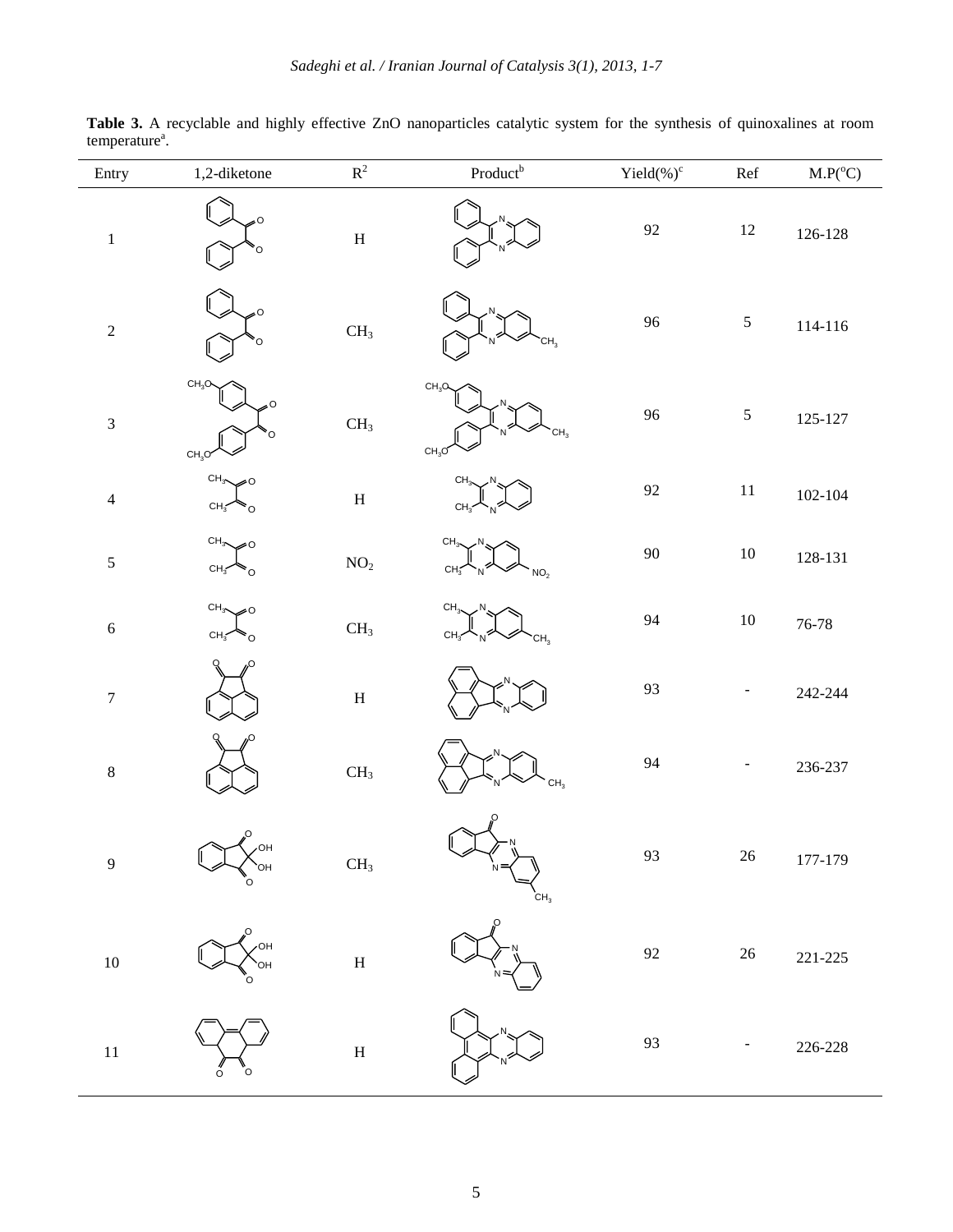**Table 3.** A recyclable and highly effective ZnO nanoparticles catalytic system for the synthesis of quinoxalines at room temperature[a].

| Entry | 1,2-diketone | $R^2$ | Product[b] | Yield(%)[c] | Ref | M.P($^oC$) |
|---|---|---|---|---|---|---|
| 1 | | H | | 92 | 12 | 126-128 |
| 2 | | $CH_3$ | | 96 | 5 | 114-116 |
| 3 | | $CH_3$ | | 96 | 5 | 125-127 |
| 4 | | H | | 92 | 11 | 102-104 |
| 5 | | $NO_2$ | | 90 | 10 | 128-131 |
| 6 | | $CH_3$ | | 94 | 10 | 76-78 |
| 7 | | H | | 93 | - | 242-244 |
| 8 | | $CH_3$ | | 94 | - | 236-237 |
| 9 | | $CH_3$ | | 93 | 26 | 177-179 |
| 10 | | H | | 92 | 26 | 221-225 |
| 11 | | H | | 93 | - | 226-228 |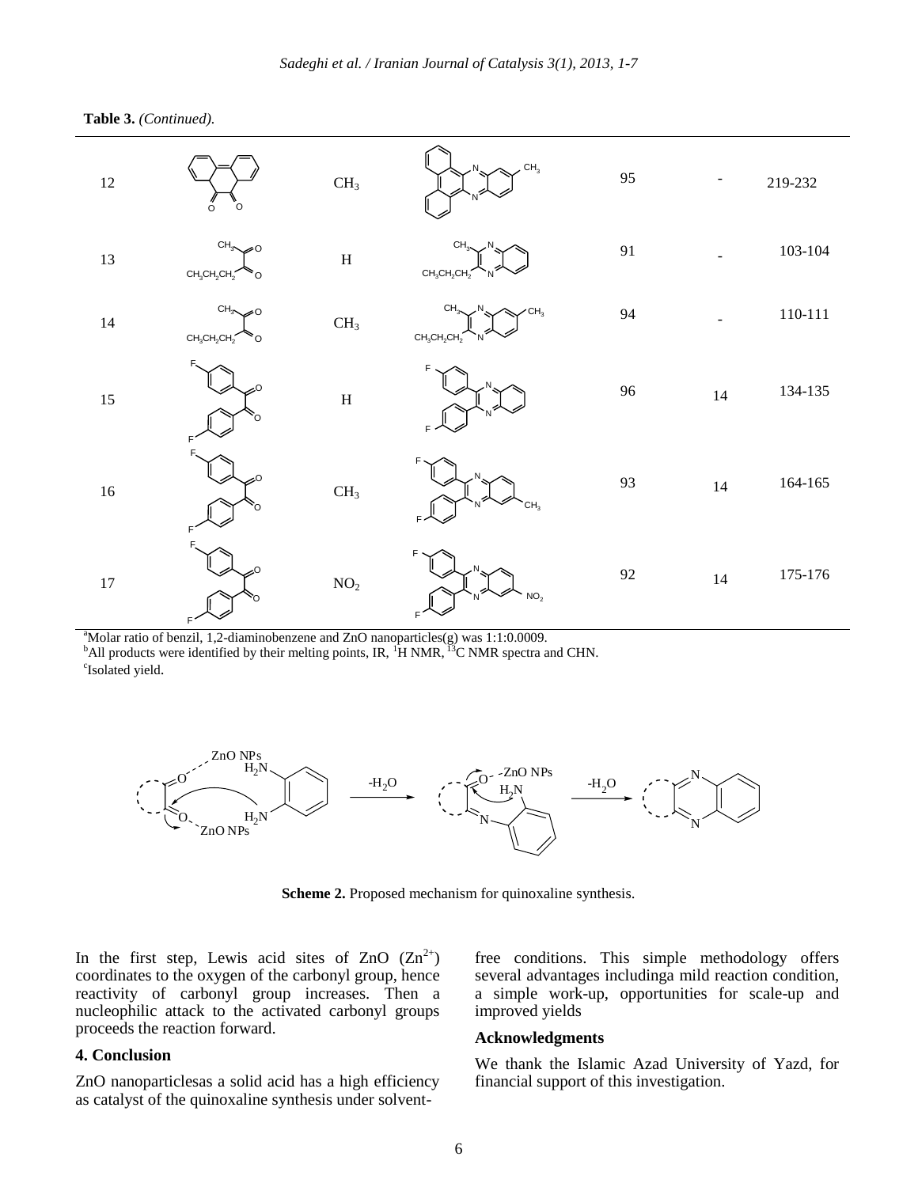**Table 3.** *(Continued).*

| | | | | | | |
|---|---|---|---|---|---|---|
| 12 | | $CH_3$ | | 95 | - | 219-232 |
| 13 | | H | | 91 | - | 103-104 |
| 14 | | $CH_3$ | | 94 | - | 110-111 |
| 15 | | H | | 96 | 14 | 134-135 |
| 16 | | $CH_3$ | | 93 | 14 | 164-165 |
| 17 | | $NO_2$ | | 92 | 14 | 175-176 |

[a]Molar ratio of benzil, 1,2-diaminobenzene and ZnO nanoparticles(g) was 1:1:0.0009.

[b]All products were identified by their melting points, IR, $^1H$ NMR, $^{13}C$ NMR spectra and CHN.

[c]Isolated yield.

**Scheme 2.** Proposed mechanism for quinoxaline synthesis.

In the first step, Lewis acid sites of ZnO ($Zn^{2+}$) coordinates to the oxygen of the carbonyl group, hence reactivity of carbonyl group increases. Then a nucleophilic attack to the activated carbonyl groups proceeds the reaction forward.

## 4. Conclusion

ZnO nanoparticlesas a solid acid has a high efficiency as catalyst of the quinoxaline synthesis under solvent-free conditions. This simple methodology offers several advantages includinga mild reaction condition, a simple work-up, opportunities for scale-up and improved yields

### Acknowledgments

We thank the Islamic Azad University of Yazd, for financial support of this investigation.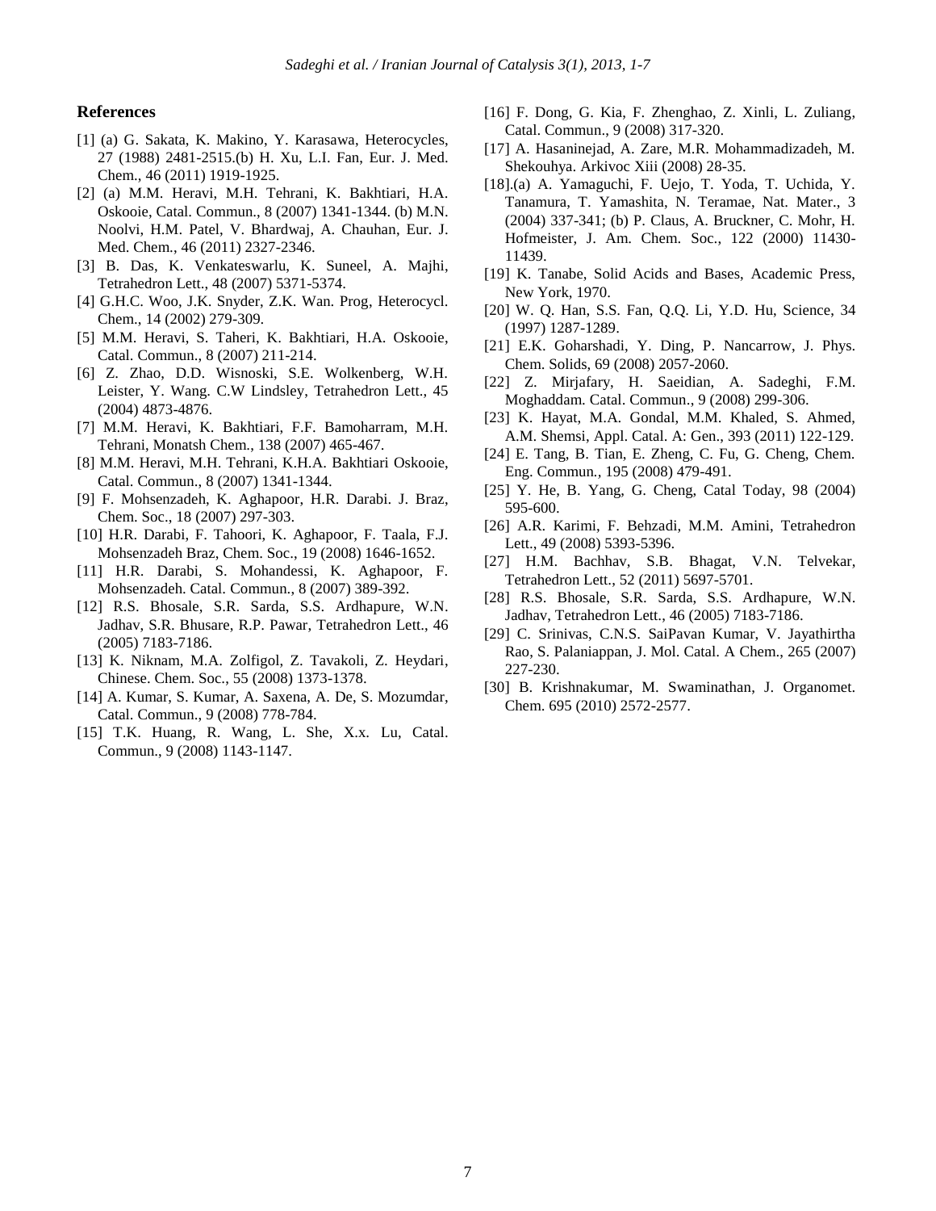## References

[1] (a) G. Sakata, K. Makino, Y. Karasawa, Heterocycles, 27 (1988) 2481-2515.(b) H. Xu, L.I. Fan, Eur. J. Med. Chem., 46 (2011) 1919-1925.

[2] (a) M.M. Heravi, M.H. Tehrani, K. Bakhtiari, H.A. Oskooie, Catal. Commun., 8 (2007) 1341-1344. (b) M.N. Noolvi, H.M. Patel, V. Bhardwaj, A. Chauhan, Eur. J. Med. Chem., 46 (2011) 2327-2346.

[3] B. Das, K. Venkateswarlu, K. Suneel, A. Majhi, Tetrahedron Lett., 48 (2007) 5371-5374.

[4] G.H.C. Woo, J.K. Snyder, Z.K. Wan. Prog, Heterocycl. Chem., 14 (2002) 279-309.

[5] M.M. Heravi, S. Taheri, K. Bakhtiari, H.A. Oskooie, Catal. Commun., 8 (2007) 211-214.

[6] Z. Zhao, D.D. Wisnoski, S.E. Wolkenberg, W.H. Leister, Y. Wang. C.W Lindsley, Tetrahedron Lett., 45 (2004) 4873-4876.

[7] M.M. Heravi, K. Bakhtiari, F.F. Bamoharram, M.H. Tehrani, Monatsh Chem., 138 (2007) 465-467.

[8] M.M. Heravi, M.H. Tehrani, K.H.A. Bakhtiari Oskooie, Catal. Commun., 8 (2007) 1341-1344.

[9] F. Mohsenzadeh, K. Aghapoor, H.R. Darabi. J. Braz, Chem. Soc., 18 (2007) 297-303.

[10] H.R. Darabi, F. Tahoori, K. Aghapoor, F. Taala, F.J. Mohsenzadeh Braz, Chem. Soc., 19 (2008) 1646-1652.

[11] H.R. Darabi, S. Mohandessi, K. Aghapoor, F. Mohsenzadeh. Catal. Commun., 8 (2007) 389-392.

[12] R.S. Bhosale, S.R. Sarda, S.S. Ardhapure, W.N. Jadhav, S.R. Bhusare, R.P. Pawar, Tetrahedron Lett., 46 (2005) 7183-7186.

[13] K. Niknam, M.A. Zolfigol, Z. Tavakoli, Z. Heydari, Chinese. Chem. Soc., 55 (2008) 1373-1378.

[14] A. Kumar, S. Kumar, A. Saxena, A. De, S. Mozumdar, Catal. Commun., 9 (2008) 778-784.

[15] T.K. Huang, R. Wang, L. She, X.x. Lu, Catal. Commun., 9 (2008) 1143-1147.

[16] F. Dong, G. Kia, F. Zhenghao, Z. Xinli, L. Zuliang, Catal. Commun., 9 (2008) 317-320.

[17] A. Hasaninejad, A. Zare, M.R. Mohammadizadeh, M. Shekouhya. Arkivoc Xiii (2008) 28-35.

[18].(a) A. Yamaguchi, F. Uejo, T. Yoda, T. Uchida, Y. Tanamura, T. Yamashita, N. Teramae, Nat. Mater., 3 (2004) 337-341; (b) P. Claus, A. Bruckner, C. Mohr, H. Hofmeister, J. Am. Chem. Soc., 122 (2000) 11430-11439.

[19] K. Tanabe, Solid Acids and Bases, Academic Press, New York, 1970.

[20] W. Q. Han, S.S. Fan, Q.Q. Li, Y.D. Hu, Science, 34 (1997) 1287-1289.

[21] E.K. Goharshadi, Y. Ding, P. Nancarrow, J. Phys. Chem. Solids, 69 (2008) 2057-2060.

[22] Z. Mirjafary, H. Saeidian, A. Sadeghi, F.M. Moghaddam. Catal. Commun., 9 (2008) 299-306.

[23] K. Hayat, M.A. Gondal, M.M. Khaled, S. Ahmed, A.M. Shemsi, Appl. Catal. A: Gen., 393 (2011) 122-129.

[24] E. Tang, B. Tian, E. Zheng, C. Fu, G. Cheng, Chem. Eng. Commun., 195 (2008) 479-491.

[25] Y. He, B. Yang, G. Cheng, Catal Today, 98 (2004) 595-600.

[26] A.R. Karimi, F. Behzadi, M.M. Amini, Tetrahedron Lett., 49 (2008) 5393-5396.

[27] H.M. Bachhav, S.B. Bhagat, V.N. Telvekar, Tetrahedron Lett., 52 (2011) 5697-5701.

[28] R.S. Bhosale, S.R. Sarda, S.S. Ardhapure, W.N. Jadhav, Tetrahedron Lett., 46 (2005) 7183-7186.

[29] C. Srinivas, C.N.S. SaiPavan Kumar, V. Jayathirtha Rao, S. Palaniappan, J. Mol. Catal. A Chem., 265 (2007) 227-230.

[30] B. Krishnakumar, M. Swaminathan, J. Organomet. Chem. 695 (2010) 2572-2577.